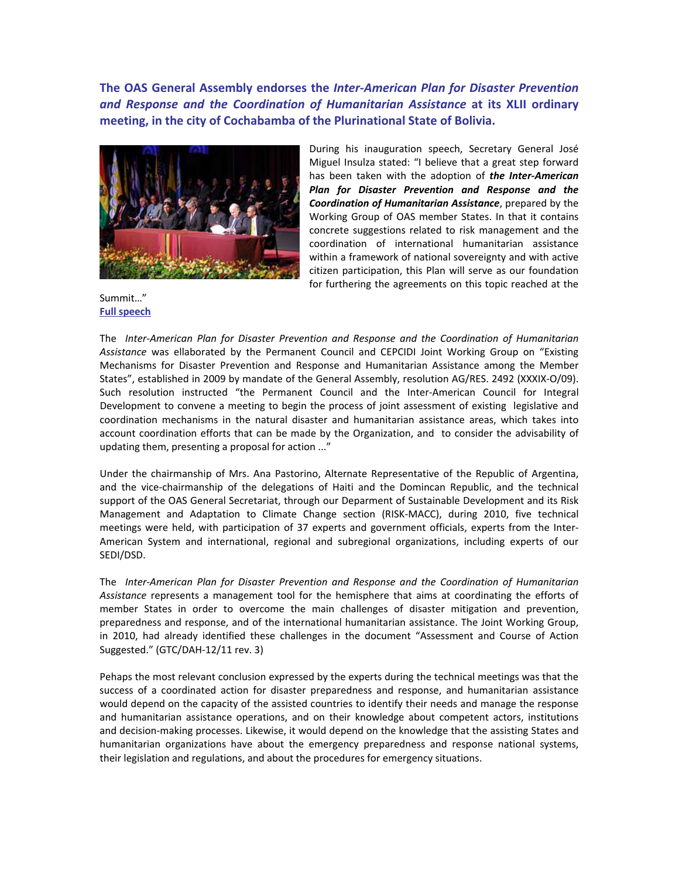## The OAS General Assembly endorses the *Inter-American Plan for Disaster Prevention and Response and the Coordination of Humanitarian Assistance* at its XLII ordinary meeting, in the city of Cochabamba of the Plurinational State of Bolivia.

During his inauguration speech, Secretary General José Miguel Insulza stated: "I believe that a great step forward has been taken with the adoption of ***the Inter-American Plan for Disaster Prevention and Response and the Coordination of Humanitarian Assistance***, prepared by the Working Group of OAS member States. In that it contains concrete suggestions related to risk management and the coordination of international humanitarian assistance within a framework of national sovereignty and with active citizen participation, this Plan will serve as our foundation for furthering the agreements on this topic reached at the Summit…"

**Full speech**

The *Inter-American Plan for Disaster Prevention and Response and the Coordination of Humanitarian Assistance* was ellaborated by the Permanent Council and CEPCIDI Joint Working Group on "Existing Mechanisms for Disaster Prevention and Response and Humanitarian Assistance among the Member States", established in 2009 by mandate of the General Assembly, resolution AG/RES. 2492 (XXXIX-O/09). Such resolution instructed "the Permanent Council and the Inter-American Council for Integral Development to convene a meeting to begin the process of joint assessment of existing legislative and coordination mechanisms in the natural disaster and humanitarian assistance areas, which takes into account coordination efforts that can be made by the Organization, and to consider the advisability of updating them, presenting a proposal for action ..."

Under the chairmanship of Mrs. Ana Pastorino, Alternate Representative of the Republic of Argentina, and the vice-chairmanship of the delegations of Haiti and the Domincan Republic, and the technical support of the OAS General Secretariat, through our Deparment of Sustainable Development and its Risk Management and Adaptation to Climate Change section (RISK-MACC), during 2010, five technical meetings were held, with participation of 37 experts and government officials, experts from the Inter-American System and international, regional and subregional organizations, including experts of our SEDI/DSD.

The *Inter-American Plan for Disaster Prevention and Response and the Coordination of Humanitarian Assistance* represents a management tool for the hemisphere that aims at coordinating the efforts of member States in order to overcome the main challenges of disaster mitigation and prevention, preparedness and response, and of the international humanitarian assistance. The Joint Working Group, in 2010, had already identified these challenges in the document "Assessment and Course of Action Suggested." (GTC/DAH-12/11 rev. 3)

Pehaps the most relevant conclusion expressed by the experts during the technical meetings was that the success of a coordinated action for disaster preparedness and response, and humanitarian assistance would depend on the capacity of the assisted countries to identify their needs and manage the response and humanitarian assistance operations, and on their knowledge about competent actors, institutions and decision-making processes. Likewise, it would depend on the knowledge that the assisting States and humanitarian organizations have about the emergency preparedness and response national systems, their legislation and regulations, and about the procedures for emergency situations.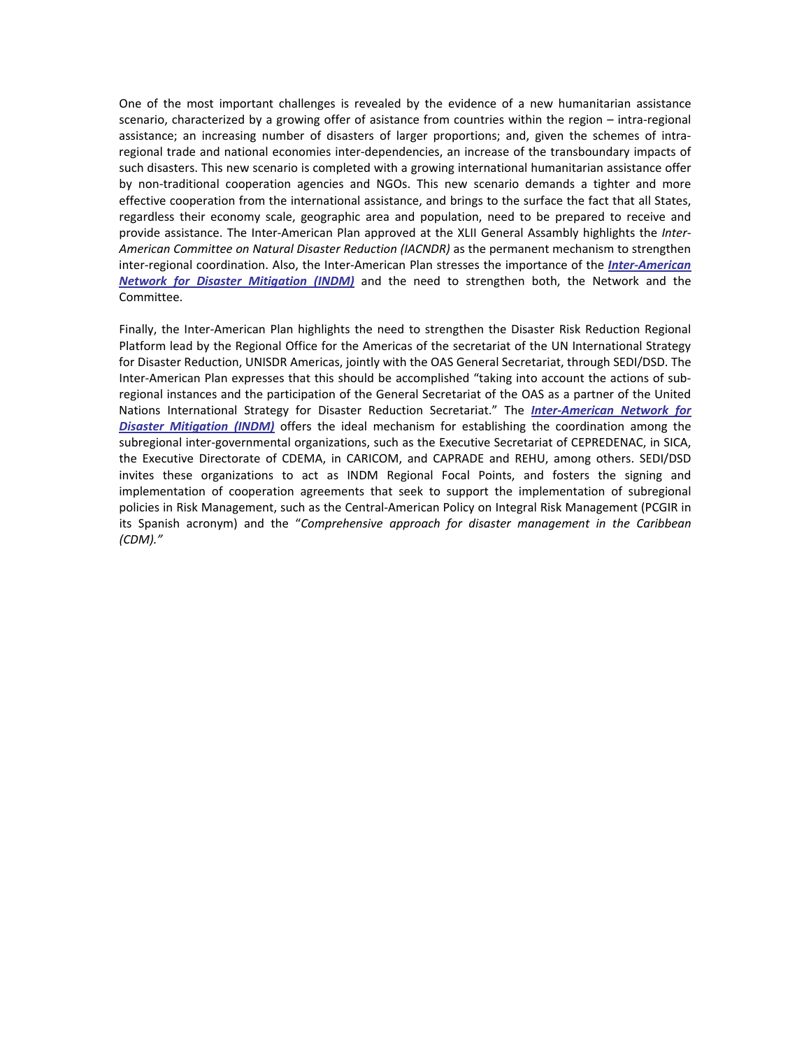One of the most important challenges is revealed by the evidence of a new humanitarian assistance scenario, characterized by a growing offer of asistance from countries within the region – intra-regional assistance; an increasing number of disasters of larger proportions; and, given the schemes of intra-regional trade and national economies inter-dependencies, an increase of the transboundary impacts of such disasters. This new scenario is completed with a growing international humanitarian assistance offer by non-traditional cooperation agencies and NGOs. This new scenario demands a tighter and more effective cooperation from the international assistance, and brings to the surface the fact that all States, regardless their economy scale, geographic area and population, need to be prepared to receive and provide assistance. The Inter-American Plan approved at the XLII General Assembly highlights the *Inter-American Committee on Natural Disaster Reduction (IACNDR)* as the permanent mechanism to strengthen inter-regional coordination. Also, the Inter-American Plan stresses the importance of the ***Inter-American Network for Disaster Mitigation (INDM)*** and the need to strengthen both, the Network and the Committee.

Finally, the Inter-American Plan highlights the need to strengthen the Disaster Risk Reduction Regional Platform lead by the Regional Office for the Americas of the secretariat of the UN International Strategy for Disaster Reduction, UNISDR Americas, jointly with the OAS General Secretariat, through SEDI/DSD. The Inter-American Plan expresses that this should be accomplished "taking into account the actions of sub-regional instances and the participation of the General Secretariat of the OAS as a partner of the United Nations International Strategy for Disaster Reduction Secretariat." The ***Inter-American Network for Disaster Mitigation (INDM)*** offers the ideal mechanism for establishing the coordination among the subregional inter-governmental organizations, such as the Executive Secretariat of CEPREDENAC, in SICA, the Executive Directorate of CDEMA, in CARICOM, and CAPRADE and REHU, among others. SEDI/DSD invites these organizations to act as INDM Regional Focal Points, and fosters the signing and implementation of cooperation agreements that seek to support the implementation of subregional policies in Risk Management, such as the Central-American Policy on Integral Risk Management (PCGIR in its Spanish acronym) and the "*Comprehensive approach for disaster management in the Caribbean (CDM).*"